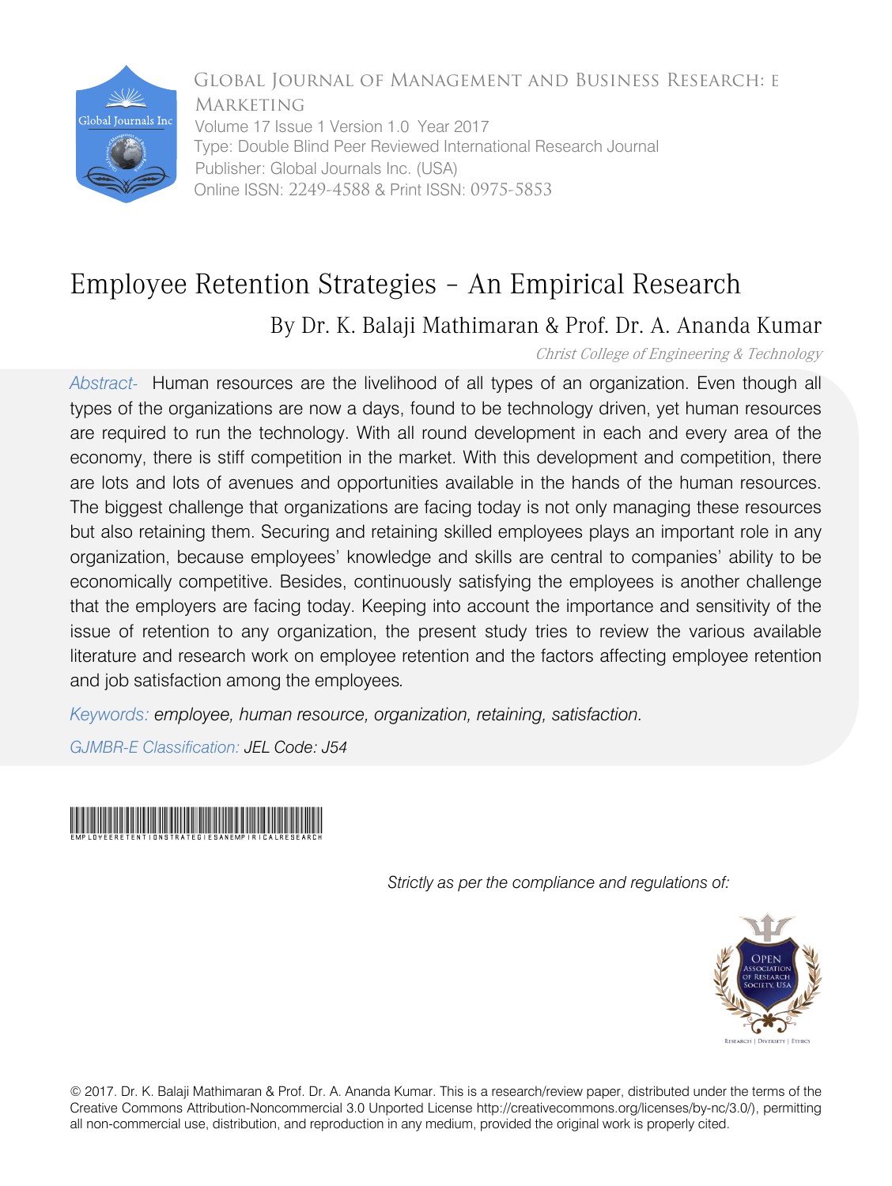Global Journal of Management and Business Research: E Marketing
Volume 17 Issue 1 Version 1.0 Year 2017
Type: Double Blind Peer Reviewed International Research Journal
Publisher: Global Journals Inc. (USA)
Online ISSN: 2249-4588 & Print ISSN: 0975-5853

# Employee Retention Strategies – An Empirical Research

By Dr. K. Balaji Mathimaran & Prof. Dr. A. Ananda Kumar

*Christ College of Engineering & Technology*

*Abstract-* Human resources are the livelihood of all types of an organization. Even though all types of the organizations are now a days, found to be technology driven, yet human resources are required to run the technology. With all round development in each and every area of the economy, there is stiff competition in the market. With this development and competition, there are lots and lots of avenues and opportunities available in the hands of the human resources. The biggest challenge that organizations are facing today is not only managing these resources but also retaining them. Securing and retaining skilled employees plays an important role in any organization, because employees' knowledge and skills are central to companies' ability to be economically competitive. Besides, continuously satisfying the employees is another challenge that the employers are facing today. Keeping into account the importance and sensitivity of the issue of retention to any organization, the present study tries to review the various available literature and research work on employee retention and the factors affecting employee retention and job satisfaction among the employees.

*Keywords: employee, human resource, organization, retaining, satisfaction.*

*GJMBR-E Classification: JEL Code: J54*

EMPLOYEERETENTIONSTRATEGIESANEMPIRICALRESEARCH

*Strictly as per the compliance and regulations of:*

© 2017. Dr. K. Balaji Mathimaran & Prof. Dr. A. Ananda Kumar. This is a research/review paper, distributed under the terms of the Creative Commons Attribution-Noncommercial 3.0 Unported License http://creativecommons.org/licenses/by-nc/3.0/), permitting all non-commercial use, distribution, and reproduction in any medium, provided the original work is properly cited.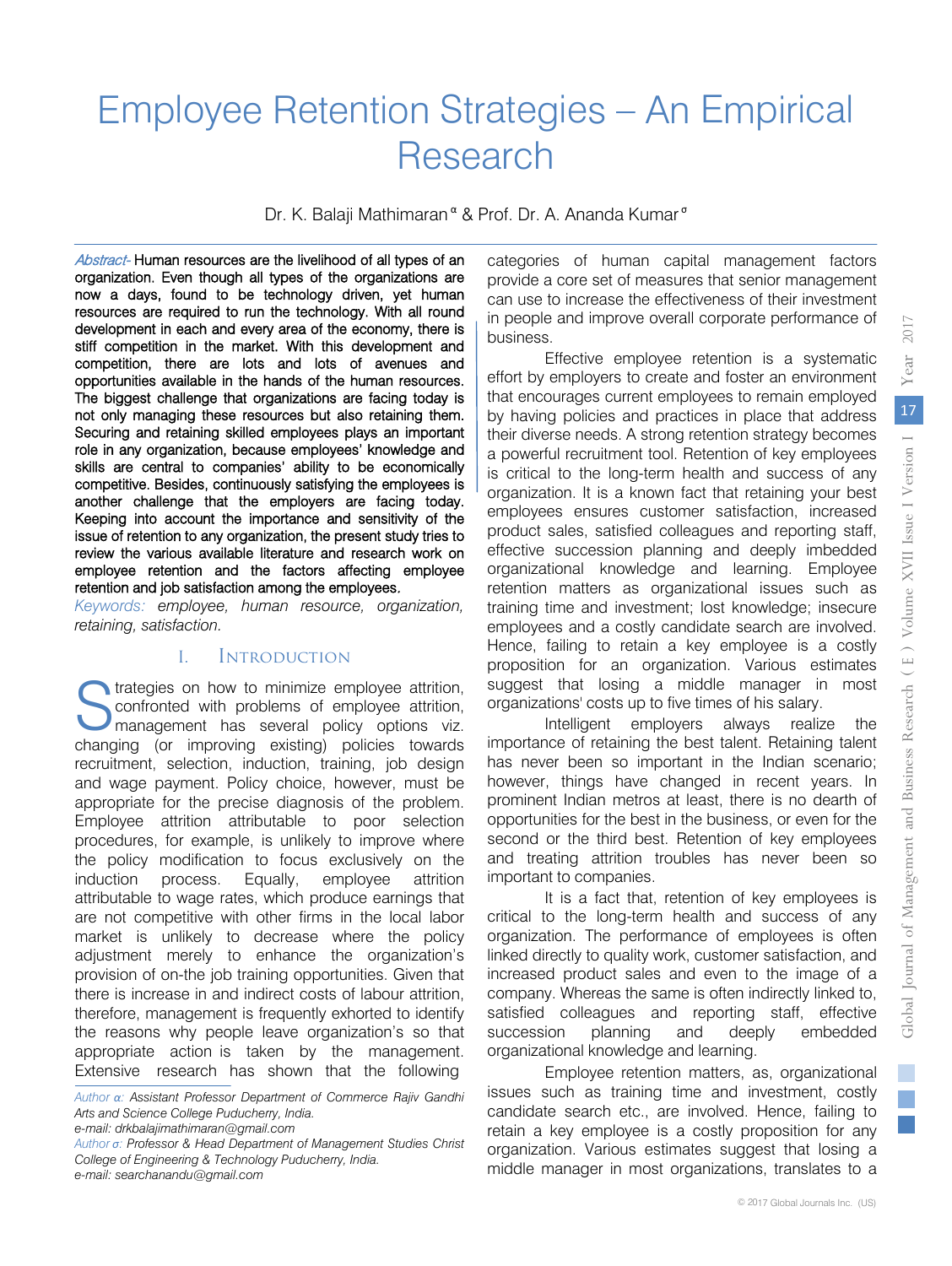# Employee Retention Strategies – An Empirical Research

Dr. K. Balaji Mathimaran [α] & Prof. Dr. A. Ananda Kumar [σ]

*Abstract-* Human resources are the livelihood of all types of an organization. Even though all types of the organizations are now a days, found to be technology driven, yet human resources are required to run the technology. With all round development in each and every area of the economy, there is stiff competition in the market. With this development and competition, there are lots and lots of avenues and opportunities available in the hands of the human resources. The biggest challenge that organizations are facing today is not only managing these resources but also retaining them. Securing and retaining skilled employees plays an important role in any organization, because employees' knowledge and skills are central to companies' ability to be economically competitive. Besides, continuously satisfying the employees is another challenge that the employers are facing today. Keeping into account the importance and sensitivity of the issue of retention to any organization, the present study tries to review the various available literature and research work on employee retention and the factors affecting employee retention and job satisfaction among the employees.

*Keywords: employee, human resource, organization, retaining, satisfaction.*

## I. Introduction

Strategies on how to minimize employee attrition, confronted with problems of employee attrition, management has several policy options viz. changing (or improving existing) policies towards recruitment, selection, induction, training, job design and wage payment. Policy choice, however, must be appropriate for the precise diagnosis of the problem. Employee attrition attributable to poor selection procedures, for example, is unlikely to improve where the policy modification to focus exclusively on the induction process. Equally, employee attrition attributable to wage rates, which produce earnings that are not competitive with other firms in the local labor market is unlikely to decrease where the policy adjustment merely to enhance the organization's provision of on-the job training opportunities. Given that there is increase in and indirect costs of labour attrition, therefore, management is frequently exhorted to identify the reasons why people leave organization's so that appropriate action is taken by the management. Extensive research has shown that the following categories of human capital management factors provide a core set of measures that senior management can use to increase the effectiveness of their investment in people and improve overall corporate performance of business.

Effective employee retention is a systematic effort by employers to create and foster an environment that encourages current employees to remain employed by having policies and practices in place that address their diverse needs. A strong retention strategy becomes a powerful recruitment tool. Retention of key employees is critical to the long-term health and success of any organization. It is a known fact that retaining your best employees ensures customer satisfaction, increased product sales, satisfied colleagues and reporting staff, effective succession planning and deeply imbedded organizational knowledge and learning. Employee retention matters as organizational issues such as training time and investment; lost knowledge; insecure employees and a costly candidate search are involved. Hence, failing to retain a key employee is a costly proposition for an organization. Various estimates suggest that losing a middle manager in most organizations' costs up to five times of his salary.

Intelligent employers always realize the importance of retaining the best talent. Retaining talent has never been so important in the Indian scenario; however, things have changed in recent years. In prominent Indian metros at least, there is no dearth of opportunities for the best in the business, or even for the second or the third best. Retention of key employees and treating attrition troubles has never been so important to companies.

It is a fact that, retention of key employees is critical to the long-term health and success of any organization. The performance of employees is often linked directly to quality work, customer satisfaction, and increased product sales and even to the image of a company. Whereas the same is often indirectly linked to, satisfied colleagues and reporting staff, effective succession planning and deeply embedded organizational knowledge and learning.

Employee retention matters, as, organizational issues such as training time and investment, costly candidate search etc., are involved. Hence, failing to retain a key employee is a costly proposition for any organization. Various estimates suggest that losing a middle manager in most organizations, translates to a

*Author α: Assistant Professor Department of Commerce Rajiv Gandhi Arts and Science College Puducherry, India.*
*e-mail: drkbalajimathimaran@gmail.com*

*Author σ: Professor & Head Department of Management Studies Christ College of Engineering & Technology Puducherry, India.*
*e-mail: searchanandu@gmail.com*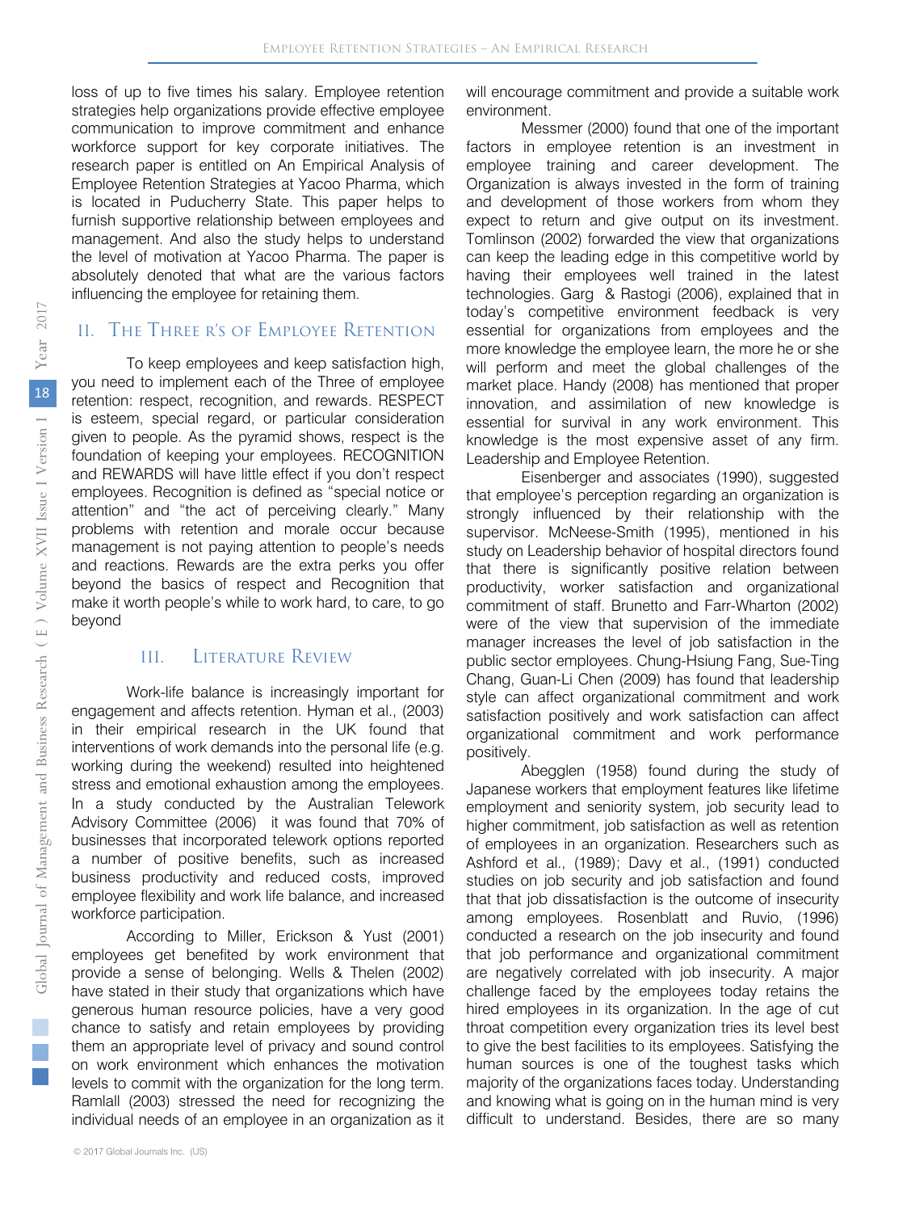loss of up to five times his salary. Employee retention strategies help organizations provide effective employee communication to improve commitment and enhance workforce support for key corporate initiatives. The research paper is entitled on An Empirical Analysis of Employee Retention Strategies at Yacoo Pharma, which is located in Puducherry State. This paper helps to furnish supportive relationship between employees and management. And also the study helps to understand the level of motivation at Yacoo Pharma. The paper is absolutely denoted that what are the various factors influencing the employee for retaining them.

## II. The Three R's of Employee Retention

To keep employees and keep satisfaction high, you need to implement each of the Three of employee retention: respect, recognition, and rewards. RESPECT is esteem, special regard, or particular consideration given to people. As the pyramid shows, respect is the foundation of keeping your employees. RECOGNITION and REWARDS will have little effect if you don't respect employees. Recognition is defined as "special notice or attention" and "the act of perceiving clearly." Many problems with retention and morale occur because management is not paying attention to people's needs and reactions. Rewards are the extra perks you offer beyond the basics of respect and Recognition that make it worth people's while to work hard, to care, to go beyond

## III. Literature Review

Work-life balance is increasingly important for engagement and affects retention. Hyman et al., (2003) in their empirical research in the UK found that interventions of work demands into the personal life (e.g. working during the weekend) resulted into heightened stress and emotional exhaustion among the employees. In a study conducted by the Australian Telework Advisory Committee (2006) it was found that 70% of businesses that incorporated telework options reported a number of positive benefits, such as increased business productivity and reduced costs, improved employee flexibility and work life balance, and increased workforce participation.

According to Miller, Erickson & Yust (2001) employees get benefited by work environment that provide a sense of belonging. Wells & Thelen (2002) have stated in their study that organizations which have generous human resource policies, have a very good chance to satisfy and retain employees by providing them an appropriate level of privacy and sound control on work environment which enhances the motivation levels to commit with the organization for the long term. Ramlall (2003) stressed the need for recognizing the individual needs of an employee in an organization as it will encourage commitment and provide a suitable work environment.

Messmer (2000) found that one of the important factors in employee retention is an investment in employee training and career development. The Organization is always invested in the form of training and development of those workers from whom they expect to return and give output on its investment. Tomlinson (2002) forwarded the view that organizations can keep the leading edge in this competitive world by having their employees well trained in the latest technologies. Garg & Rastogi (2006), explained that in today's competitive environment feedback is very essential for organizations from employees and the more knowledge the employee learn, the more he or she will perform and meet the global challenges of the market place. Handy (2008) has mentioned that proper innovation, and assimilation of new knowledge is essential for survival in any work environment. This knowledge is the most expensive asset of any firm. Leadership and Employee Retention.

Eisenberger and associates (1990), suggested that employee's perception regarding an organization is strongly influenced by their relationship with the supervisor. McNeese-Smith (1995), mentioned in his study on Leadership behavior of hospital directors found that there is significantly positive relation between productivity, worker satisfaction and organizational commitment of staff. Brunetto and Farr-Wharton (2002) were of the view that supervision of the immediate manager increases the level of job satisfaction in the public sector employees. Chung-Hsiung Fang, Sue-Ting Chang, Guan-Li Chen (2009) has found that leadership style can affect organizational commitment and work satisfaction positively and work satisfaction can affect organizational commitment and work performance positively.

Abegglen (1958) found during the study of Japanese workers that employment features like lifetime employment and seniority system, job security lead to higher commitment, job satisfaction as well as retention of employees in an organization. Researchers such as Ashford et al., (1989); Davy et al., (1991) conducted studies on job security and job satisfaction and found that that job dissatisfaction is the outcome of insecurity among employees. Rosenblatt and Ruvio, (1996) conducted a research on the job insecurity and found that job performance and organizational commitment are negatively correlated with job insecurity. A major challenge faced by the employees today retains the hired employees in its organization. In the age of cut throat competition every organization tries its level best to give the best facilities to its employees. Satisfying the human sources is one of the toughest tasks which majority of the organizations faces today. Understanding and knowing what is going on in the human mind is very difficult to understand. Besides, there are so many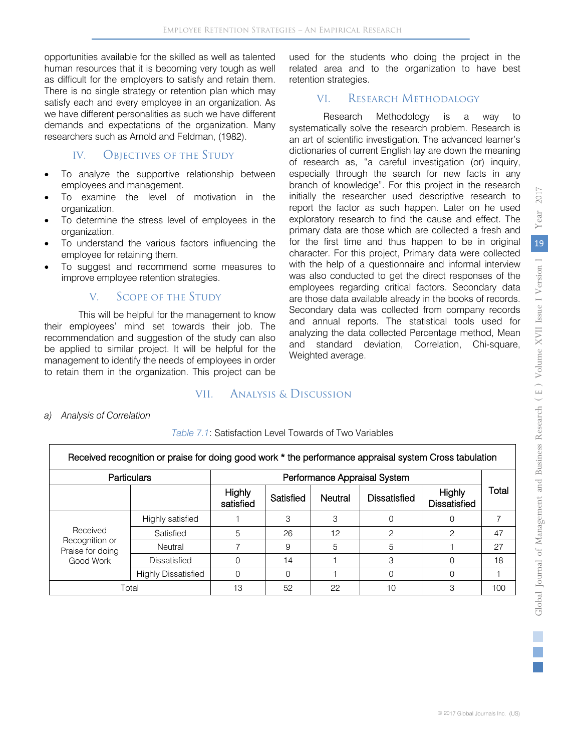opportunities available for the skilled as well as talented human resources that it is becoming very tough as well as difficult for the employers to satisfy and retain them. There is no single strategy or retention plan which may satisfy each and every employee in an organization. As we have different personalities as such we have different demands and expectations of the organization. Many researchers such as Arnold and Feldman, (1982).

## IV. Objectives of the Study

- To analyze the supportive relationship between employees and management.
- To examine the level of motivation in the organization.
- To determine the stress level of employees in the organization.
- To understand the various factors influencing the employee for retaining them.
- To suggest and recommend some measures to improve employee retention strategies.

## V. Scope of the Study

This will be helpful for the management to know their employees' mind set towards their job. The recommendation and suggestion of the study can also be applied to similar project. It will be helpful for the management to identify the needs of employees in order to retain them in the organization. This project can be used for the students who doing the project in the related area and to the organization to have best retention strategies.

## VI. Research Methodology

Research Methodology is a way to systematically solve the research problem. Research is an art of scientific investigation. The advanced learner's dictionaries of current English lay are down the meaning of research as, "a careful investigation (or) inquiry, especially through the search for new facts in any branch of knowledge". For this project in the research initially the researcher used descriptive research to report the factor as such happen. Later on he used exploratory research to find the cause and effect. The primary data are those which are collected a fresh and for the first time and thus happen to be in original character. For this project, Primary data were collected with the help of a questionnaire and informal interview was also conducted to get the direct responses of the employees regarding critical factors. Secondary data are those data available already in the books of records. Secondary data was collected from company records and annual reports. The statistical tools used for analyzing the data collected Percentage method, Mean and standard deviation, Correlation, Chi-square, Weighted average.

## VII. Analysis & Discussion

*a) Analysis of Correlation*

*Table 7.1*: Satisfaction Level Towards of Two Variables

| Received recognition or praise for doing good work * the performance appraisal system Cross tabulation | | | | | | | |
|---|---|---|---|---|---|---|---|
| Particulars | | Performance Appraisal System | | | | | Total |
| | | Highly satisfied | Satisfied | Neutral | Dissatisfied | Highly Dissatisfied | |
| Received Recognition or Praise for doing Good Work | Highly satisfied | 1 | 3 | 3 | 0 | 0 | 7 |
| | Satisfied | 5 | 26 | 12 | 2 | 2 | 47 |
| | Neutral | 7 | 9 | 5 | 5 | 1 | 27 |
| | Dissatisfied | 0 | 14 | 1 | 3 | 0 | 18 |
| | Highly Dissatisfied | 0 | 0 | 1 | 0 | 0 | 1 |
| Total | | 13 | 52 | 22 | 10 | 3 | 100 |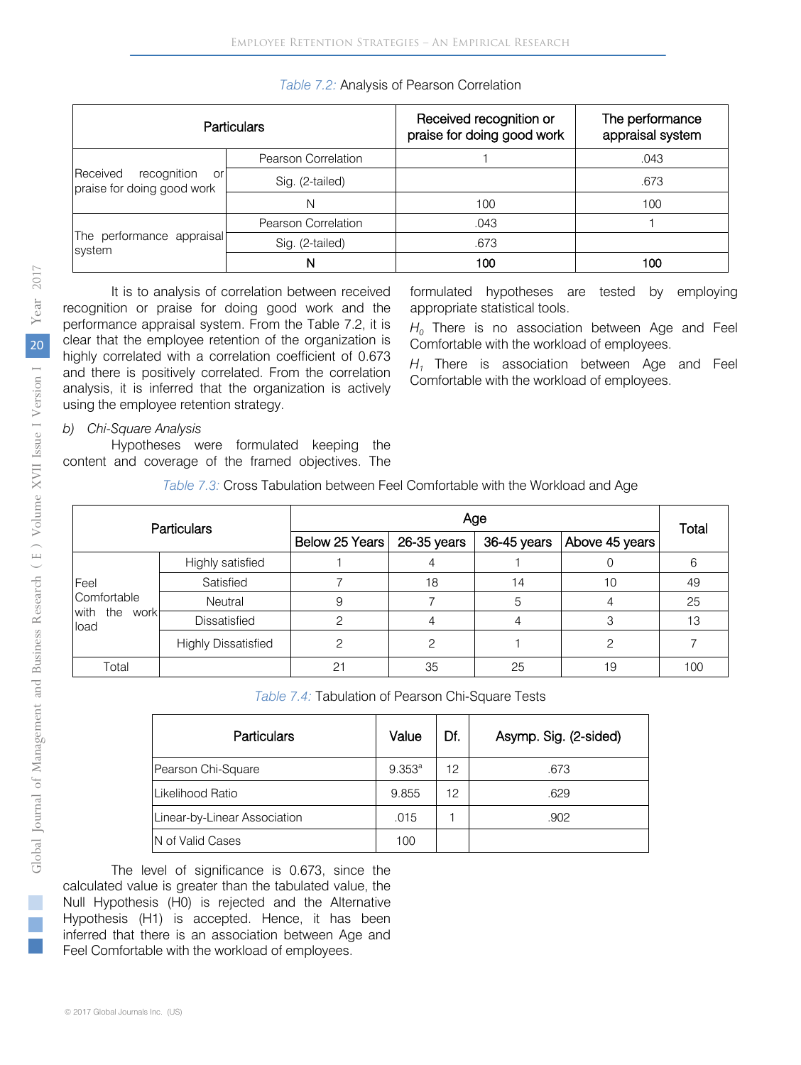*Table 7.2:* Analysis of Pearson Correlation

| Particulars | | Received recognition or praise for doing good work | The performance appraisal system |
|---|---|---|---|
| Received recognition or praise for doing good work | Pearson Correlation | 1 | .043 |
| | Sig. (2-tailed) | | .673 |
| | N | 100 | 100 |
| The performance appraisal system | Pearson Correlation | .043 | 1 |
| | Sig. (2-tailed) | .673 | |
| | N | 100 | 100 |

It is to analysis of correlation between received recognition or praise for doing good work and the performance appraisal system. From the Table 7.2, it is clear that the employee retention of the organization is highly correlated with a correlation coefficient of 0.673 and there is positively correlated. From the correlation analysis, it is inferred that the organization is actively using the employee retention strategy.

*b) Chi-Square Analysis*

Hypotheses were formulated keeping the content and coverage of the framed objectives. The formulated hypotheses are tested by employing appropriate statistical tools.

$H_0$ There is no association between Age and Feel Comfortable with the workload of employees.

$H_1$ There is association between Age and Feel Comfortable with the workload of employees.

*Table 7.3:* Cross Tabulation between Feel Comfortable with the Workload and Age

| Particulars | | Age | | | | Total |
|---|---|---|---|---|---|---|
| | | Below 25 Years | 26-35 years | 36-45 years | Above 45 years | |
| Feel Comfortable with the work load | Highly satisfied | 1 | 4 | 1 | 0 | 6 |
| | Satisfied | 7 | 18 | 14 | 10 | 49 |
| | Neutral | 9 | 7 | 5 | 4 | 25 |
| | Dissatisfied | 2 | 4 | 4 | 3 | 13 |
| | Highly Dissatisfied | 2 | 2 | 1 | 2 | 7 |
| Total | | 21 | 35 | 25 | 19 | 100 |

*Table 7.4:* Tabulation of Pearson Chi-Square Tests

| Particulars | Value | Df. | Asymp. Sig. (2-sided) |
|---|---|---|---|
| Pearson Chi-Square | 9.353[a] | 12 | .673 |
| Likelihood Ratio | 9.855 | 12 | .629 |
| Linear-by-Linear Association | .015 | 1 | .902 |
| N of Valid Cases | 100 | | |

The level of significance is 0.673, since the calculated value is greater than the tabulated value, the Null Hypothesis (H0) is rejected and the Alternative Hypothesis (H1) is accepted. Hence, it has been inferred that there is an association between Age and Feel Comfortable with the workload of employees.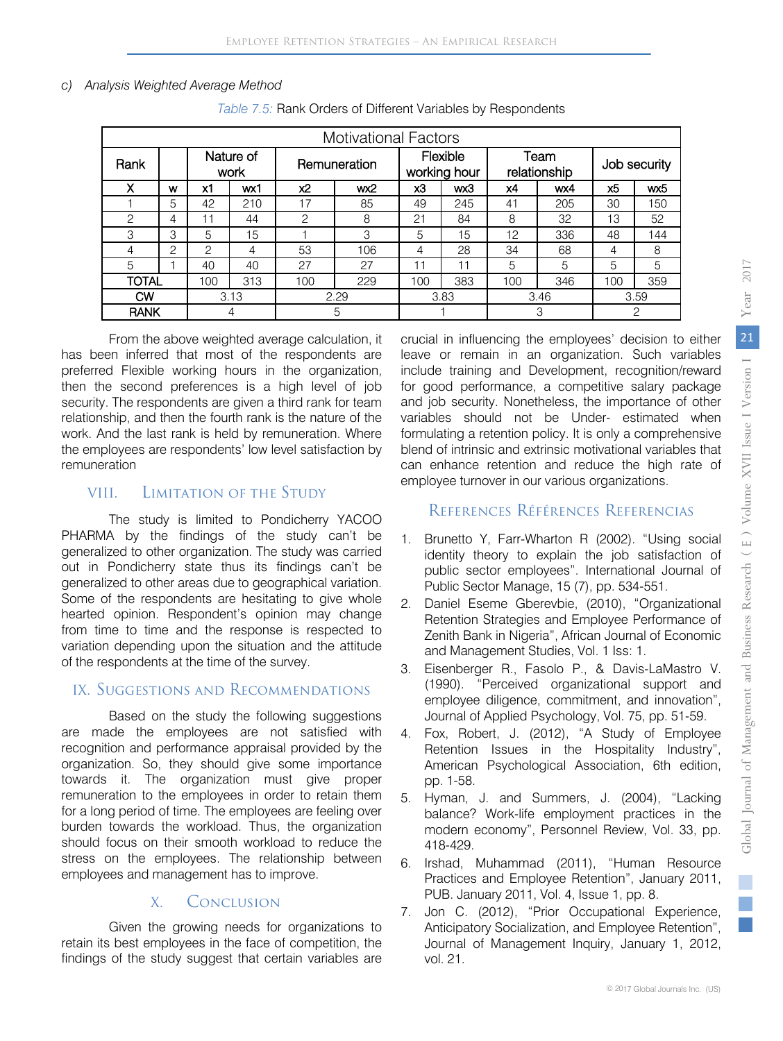### c) Analysis Weighted Average Method

*Table 7.5:* Rank Orders of Different Variables by Respondents

| Motivational Factors | | | | | | | | | | | |
|---|---|---|---|---|---|---|---|---|---|---|---|
| Rank | | Nature of work | | Remuneration | | Flexible working hour | | Team relationship | | Job security | |
| X | w | x1 | wx1 | x2 | wx2 | x3 | wx3 | x4 | wx4 | x5 | wx5 |
| 1 | 5 | 42 | 210 | 17 | 85 | 49 | 245 | 41 | 205 | 30 | 150 |
| 2 | 4 | 11 | 44 | 2 | 8 | 21 | 84 | 8 | 32 | 13 | 52 |
| 3 | 3 | 5 | 15 | 1 | 3 | 5 | 15 | 12 | 336 | 48 | 144 |
| 4 | 2 | 2 | 4 | 53 | 106 | 4 | 28 | 34 | 68 | 4 | 8 |
| 5 | 1 | 40 | 40 | 27 | 27 | 11 | 11 | 5 | 5 | 5 | 5 |
| TOTAL | | 100 | 313 | 100 | 229 | 100 | 383 | 100 | 346 | 100 | 359 |
| CW | | 3.13 | | 2.29 | | 3.83 | | 3.46 | | 3.59 | |
| RANK | | 4 | | 5 | | 1 | | 3 | | 2 | |

From the above weighted average calculation, it has been inferred that most of the respondents are preferred Flexible working hours in the organization, then the second preferences is a high level of job security. The respondents are given a third rank for team relationship, and then the fourth rank is the nature of the work. And the last rank is held by remuneration. Where the employees are respondents' low level satisfaction by remuneration

## VIII. Limitation of the Study

The study is limited to Pondicherry YACOO PHARMA by the findings of the study can't be generalized to other organization. The study was carried out in Pondicherry state thus its findings can't be generalized to other areas due to geographical variation. Some of the respondents are hesitating to give whole hearted opinion. Respondent's opinion may change from time to time and the response is respected to variation depending upon the situation and the attitude of the respondents at the time of the survey.

## IX. Suggestions and Recommendations

Based on the study the following suggestions are made the employees are not satisfied with recognition and performance appraisal provided by the organization. So, they should give some importance towards it. The organization must give proper remuneration to the employees in order to retain them for a long period of time. The employees are feeling over burden towards the workload. Thus, the organization should focus on their smooth workload to reduce the stress on the employees. The relationship between employees and management has to improve.

## X. Conclusion

Given the growing needs for organizations to retain its best employees in the face of competition, the findings of the study suggest that certain variables are crucial in influencing the employees' decision to either leave or remain in an organization. Such variables include training and Development, recognition/reward for good performance, a competitive salary package and job security. Nonetheless, the importance of other variables should not be Under- estimated when formulating a retention policy. It is only a comprehensive blend of intrinsic and extrinsic motivational variables that can enhance retention and reduce the high rate of employee turnover in our various organizations.

## References Références Referencias

1. Brunetto Y, Farr-Wharton R (2002). "Using social identity theory to explain the job satisfaction of public sector employees". International Journal of Public Sector Manage, 15 (7), pp. 534-551.
2. Daniel Eseme Gberevbie, (2010), "Organizational Retention Strategies and Employee Performance of Zenith Bank in Nigeria", African Journal of Economic and Management Studies, Vol. 1 Iss: 1.
3. Eisenberger R., Fasolo P., & Davis-LaMastro V. (1990). "Perceived organizational support and employee diligence, commitment, and innovation", Journal of Applied Psychology, Vol. 75, pp. 51-59.
4. Fox, Robert, J. (2012), "A Study of Employee Retention Issues in the Hospitality Industry", American Psychological Association, 6th edition, pp. 1-58.
5. Hyman, J. and Summers, J. (2004), "Lacking balance? Work-life employment practices in the modern economy", Personnel Review, Vol. 33, pp. 418-429.
6. Irshad, Muhammad (2011), "Human Resource Practices and Employee Retention", January 2011, PUB. January 2011, Vol. 4, Issue 1, pp. 8.
7. Jon C. (2012), "Prior Occupational Experience, Anticipatory Socialization, and Employee Retention", Journal of Management Inquiry, January 1, 2012, vol. 21.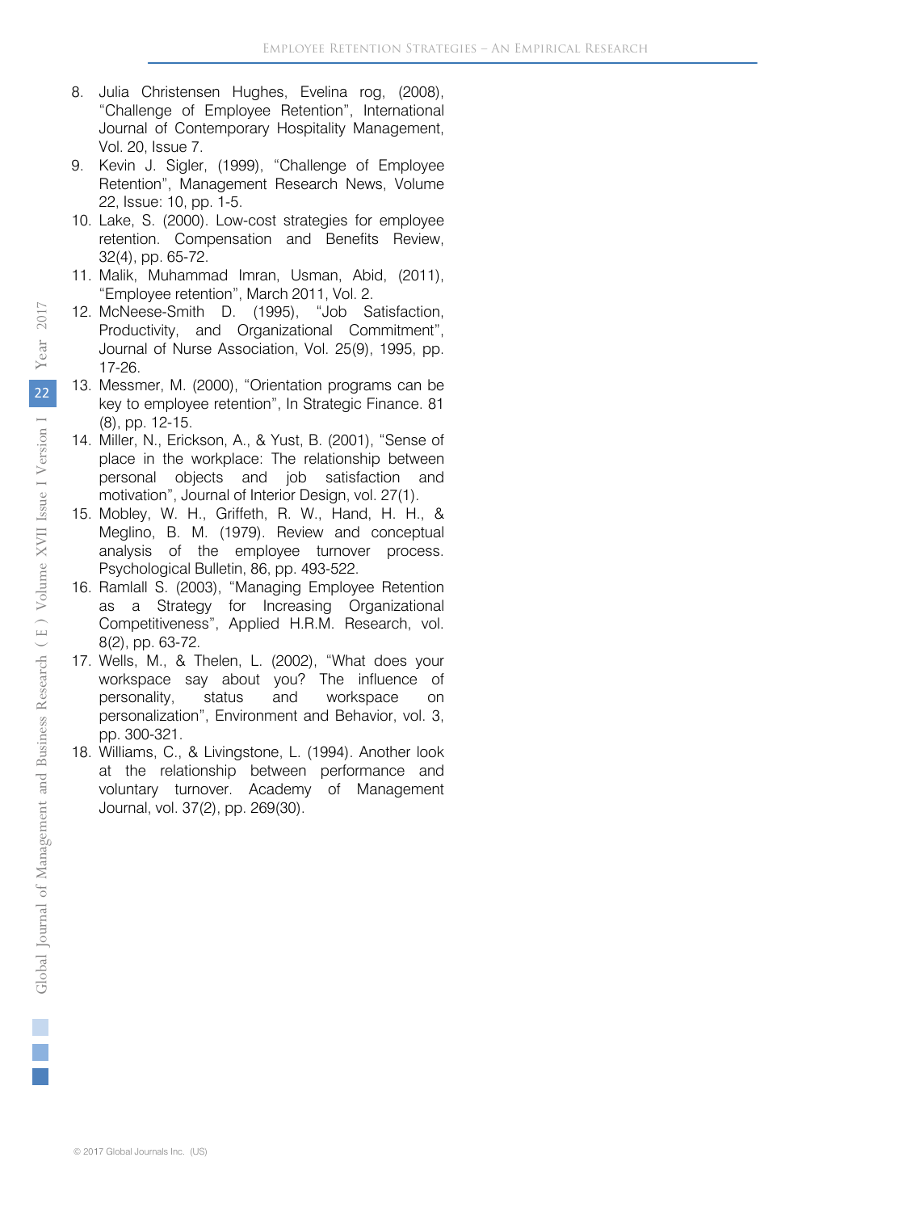8. Julia Christensen Hughes, Evelina rog, (2008), "Challenge of Employee Retention", International Journal of Contemporary Hospitality Management, Vol. 20, Issue 7.
9. Kevin J. Sigler, (1999), "Challenge of Employee Retention", Management Research News, Volume 22, Issue: 10, pp. 1-5.
10. Lake, S. (2000). Low-cost strategies for employee retention. Compensation and Benefits Review, 32(4), pp. 65-72.
11. Malik, Muhammad Imran, Usman, Abid, (2011), "Employee retention", March 2011, Vol. 2.
12. McNeese-Smith D. (1995), "Job Satisfaction, Productivity, and Organizational Commitment", Journal of Nurse Association, Vol. 25(9), 1995, pp. 17-26.
13. Messmer, M. (2000), "Orientation programs can be key to employee retention", In Strategic Finance. 81 (8), pp. 12-15.
14. Miller, N., Erickson, A., & Yust, B. (2001), "Sense of place in the workplace: The relationship between personal objects and job satisfaction and motivation", Journal of Interior Design, vol. 27(1).
15. Mobley, W. H., Griffeth, R. W., Hand, H. H., & Meglino, B. M. (1979). Review and conceptual analysis of the employee turnover process. Psychological Bulletin, 86, pp. 493-522.
16. Ramlall S. (2003), "Managing Employee Retention as a Strategy for Increasing Organizational Competitiveness", Applied H.R.M. Research, vol. 8(2), pp. 63-72.
17. Wells, M., & Thelen, L. (2002), "What does your workspace say about you? The influence of personality, status and workspace on personalization", Environment and Behavior, vol. 3, pp. 300-321.
18. Williams, C., & Livingstone, L. (1994). Another look at the relationship between performance and voluntary turnover. Academy of Management Journal, vol. 37(2), pp. 269(30).